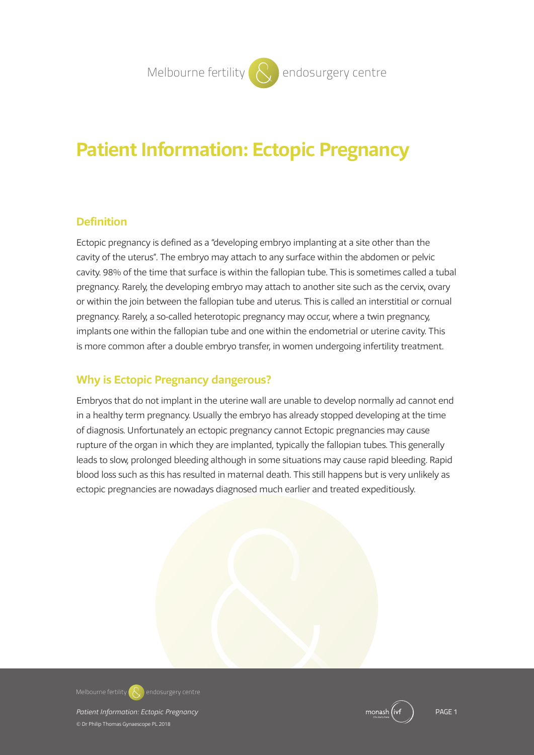# Patient Information: Ectopic Pregnancy

## Definition

Ectopic pregnancy is defined as a "developing embryo implanting at a site other than the cavity of the uterus". The embryo may attach to any surface within the abdomen or pelvic cavity. 98% of the time that surface is within the fallopian tube. This is sometimes called a tubal pregnancy. Rarely, the developing embryo may attach to another site such as the cervix, ovary or within the join between the fallopian tube and uterus. This is called an interstitial or cornual pregnancy. Rarely, a so-called heterotopic pregnancy may occur, where a twin pregnancy, implants one within the fallopian tube and one within the endometrial or uterine cavity. This is more common after a double embryo transfer, in women undergoing infertility treatment.

## Why is Ectopic Pregnancy dangerous?

Embryos that do not implant in the uterine wall are unable to develop normally ad cannot end in a healthy term pregnancy. Usually the embryo has already stopped developing at the time of diagnosis. Unfortunately an ectopic pregnancy cannot Ectopic pregnancies may cause rupture of the organ in which they are implanted, typically the fallopian tubes. This generally leads to slow, prolonged bleeding although in some situations may cause rapid bleeding. Rapid blood loss such as this has resulted in maternal death. This still happens but is very unlikely as ectopic pregnancies are nowadays diagnosed much earlier and treated expeditiously.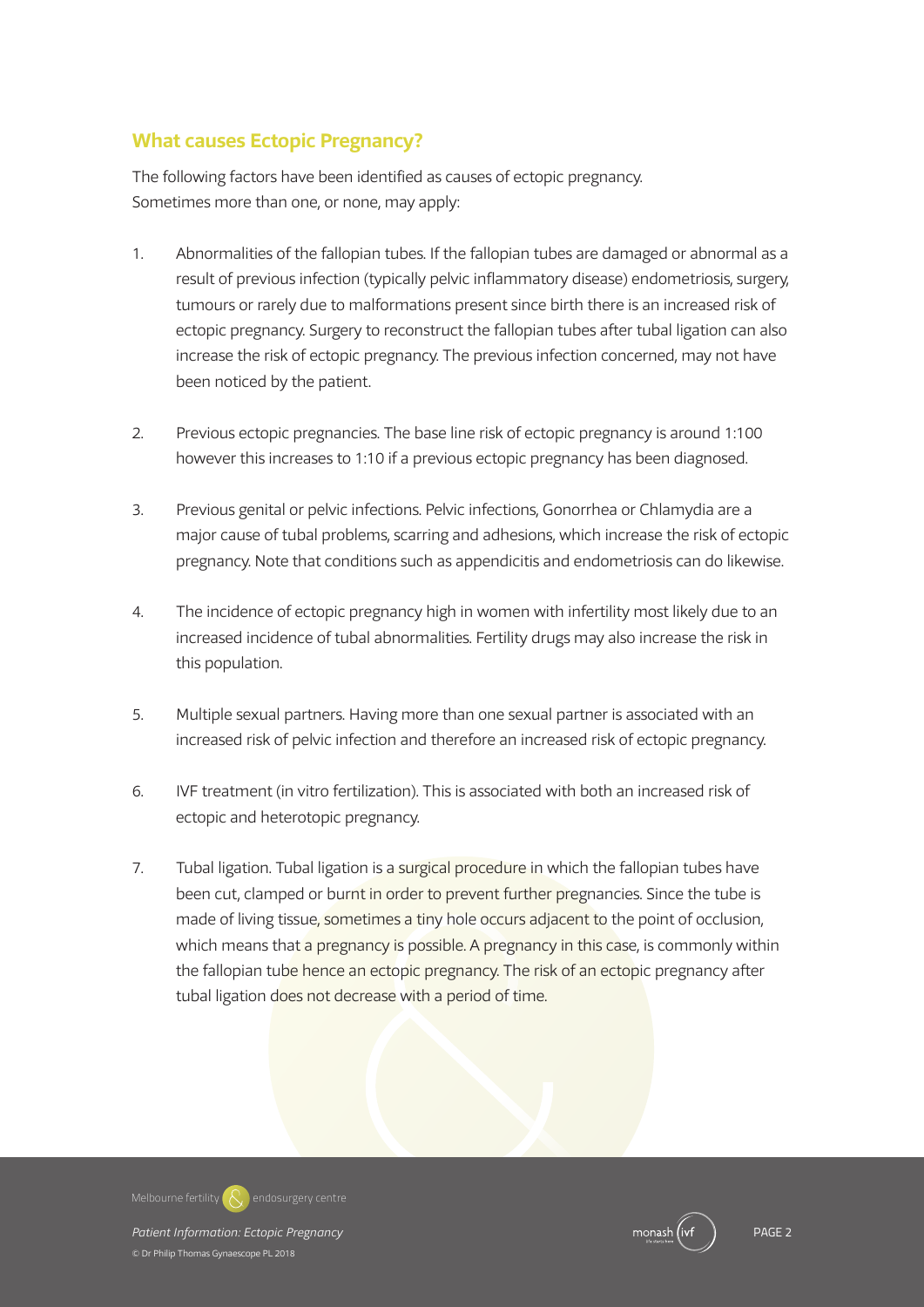## What causes Ectopic Pregnancy?

The following factors have been identified as causes of ectopic pregnancy. Sometimes more than one, or none, may apply:

1. Abnormalities of the fallopian tubes. If the fallopian tubes are damaged or abnormal as a result of previous infection (typically pelvic inflammatory disease) endometriosis, surgery, tumours or rarely due to malformations present since birth there is an increased risk of ectopic pregnancy. Surgery to reconstruct the fallopian tubes after tubal ligation can also increase the risk of ectopic pregnancy. The previous infection concerned, may not have been noticed by the patient.

2. Previous ectopic pregnancies. The base line risk of ectopic pregnancy is around 1:100 however this increases to 1:10 if a previous ectopic pregnancy has been diagnosed.

3. Previous genital or pelvic infections. Pelvic infections, Gonorrhea or Chlamydia are a major cause of tubal problems, scarring and adhesions, which increase the risk of ectopic pregnancy. Note that conditions such as appendicitis and endometriosis can do likewise.

4. The incidence of ectopic pregnancy high in women with infertility most likely due to an increased incidence of tubal abnormalities. Fertility drugs may also increase the risk in this population.

5. Multiple sexual partners. Having more than one sexual partner is associated with an increased risk of pelvic infection and therefore an increased risk of ectopic pregnancy.

6. IVF treatment (in vitro fertilization). This is associated with both an increased risk of ectopic and heterotopic pregnancy.

7. Tubal ligation. Tubal ligation is a surgical procedure in which the fallopian tubes have been cut, clamped or burnt in order to prevent further pregnancies. Since the tube is made of living tissue, sometimes a tiny hole occurs adjacent to the point of occlusion, which means that a pregnancy is possible. A pregnancy in this case, is commonly within the fallopian tube hence an ectopic pregnancy. The risk of an ectopic pregnancy after tubal ligation does not decrease with a period of time.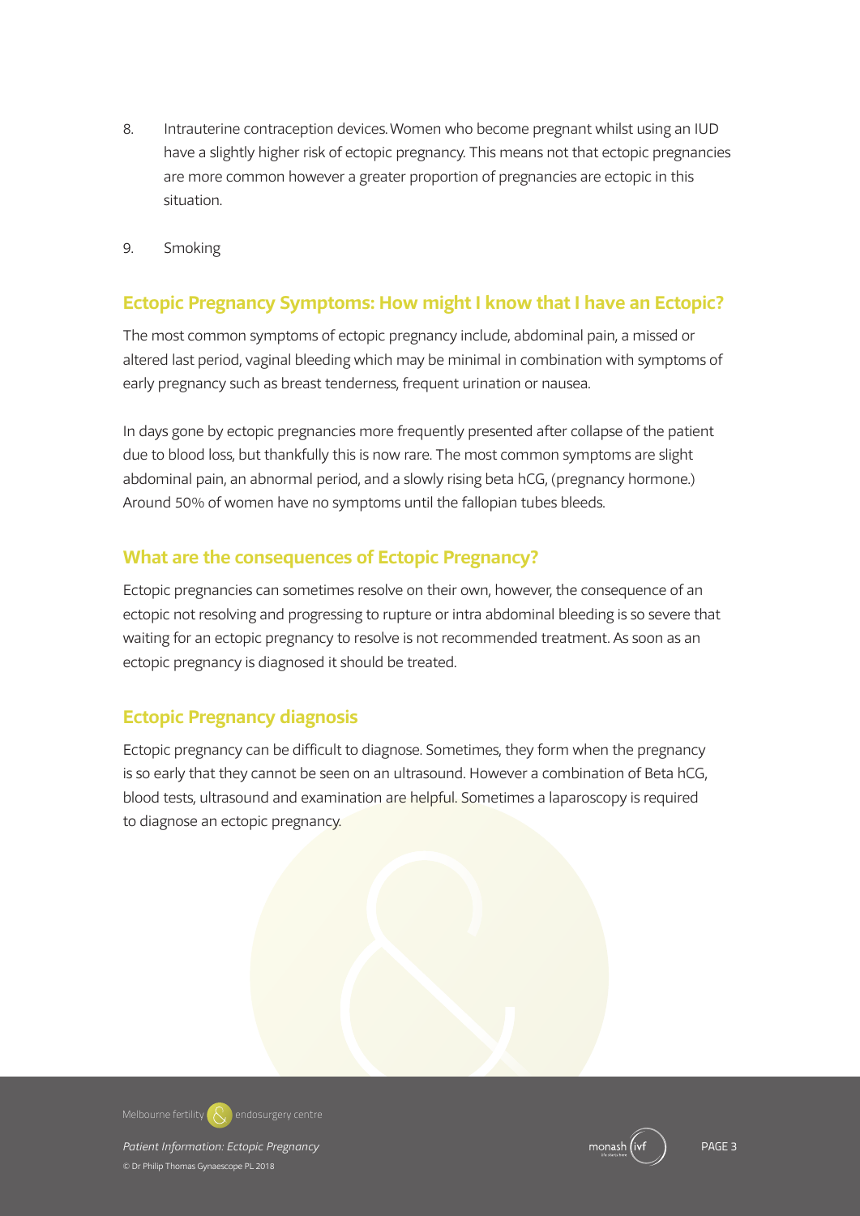8. Intrauterine contraception devices. Women who become pregnant whilst using an IUD have a slightly higher risk of ectopic pregnancy. This means not that ectopic pregnancies are more common however a greater proportion of pregnancies are ectopic in this situation.

9. Smoking

## Ectopic Pregnancy Symptoms: How might I know that I have an Ectopic?

The most common symptoms of ectopic pregnancy include, abdominal pain, a missed or altered last period, vaginal bleeding which may be minimal in combination with symptoms of early pregnancy such as breast tenderness, frequent urination or nausea.

In days gone by ectopic pregnancies more frequently presented after collapse of the patient due to blood loss, but thankfully this is now rare. The most common symptoms are slight abdominal pain, an abnormal period, and a slowly rising beta hCG, (pregnancy hormone.) Around 50% of women have no symptoms until the fallopian tubes bleeds.

## What are the consequences of Ectopic Pregnancy?

Ectopic pregnancies can sometimes resolve on their own, however, the consequence of an ectopic not resolving and progressing to rupture or intra abdominal bleeding is so severe that waiting for an ectopic pregnancy to resolve is not recommended treatment. As soon as an ectopic pregnancy is diagnosed it should be treated.

## Ectopic Pregnancy diagnosis

Ectopic pregnancy can be difficult to diagnose. Sometimes, they form when the pregnancy is so early that they cannot be seen on an ultrasound. However a combination of Beta hCG, blood tests, ultrasound and examination are helpful. Sometimes a laparoscopy is required to diagnose an ectopic pregnancy.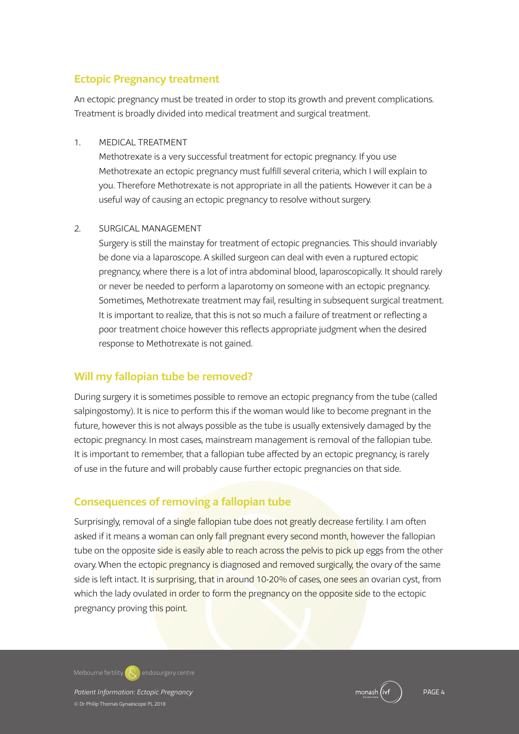## Ectopic Pregnancy treatment

An ectopic pregnancy must be treated in order to stop its growth and prevent complications. Treatment is broadly divided into medical treatment and surgical treatment.

1. MEDICAL TREATMENT

   Methotrexate is a very successful treatment for ectopic pregnancy. If you use Methotrexate an ectopic pregnancy must fulfill several criteria, which I will explain to you. Therefore Methotrexate is not appropriate in all the patients. However it can be a useful way of causing an ectopic pregnancy to resolve without surgery.

2. SURGICAL MANAGEMENT

   Surgery is still the mainstay for treatment of ectopic pregnancies. This should invariably be done via a laparoscope. A skilled surgeon can deal with even a ruptured ectopic pregnancy, where there is a lot of intra abdominal blood, laparoscopically. It should rarely or never be needed to perform a laparotomy on someone with an ectopic pregnancy. Sometimes, Methotrexate treatment may fail, resulting in subsequent surgical treatment. It is important to realize, that this is not so much a failure of treatment or reflecting a poor treatment choice however this reflects appropriate judgment when the desired response to Methotrexate is not gained.

## Will my fallopian tube be removed?

During surgery it is sometimes possible to remove an ectopic pregnancy from the tube (called salpingostomy). It is nice to perform this if the woman would like to become pregnant in the future, however this is not always possible as the tube is usually extensively damaged by the ectopic pregnancy. In most cases, mainstream management is removal of the fallopian tube. It is important to remember, that a fallopian tube affected by an ectopic pregnancy, is rarely of use in the future and will probably cause further ectopic pregnancies on that side.

## Consequences of removing a fallopian tube

Surprisingly, removal of a single fallopian tube does not greatly decrease fertility. I am often asked if it means a woman can only fall pregnant every second month, however the fallopian tube on the opposite side is easily able to reach across the pelvis to pick up eggs from the other ovary. When the ectopic pregnancy is diagnosed and removed surgically, the ovary of the same side is left intact. It is surprising, that in around 10-20% of cases, one sees an ovarian cyst, from which the lady ovulated in order to form the pregnancy on the opposite side to the ectopic pregnancy proving this point.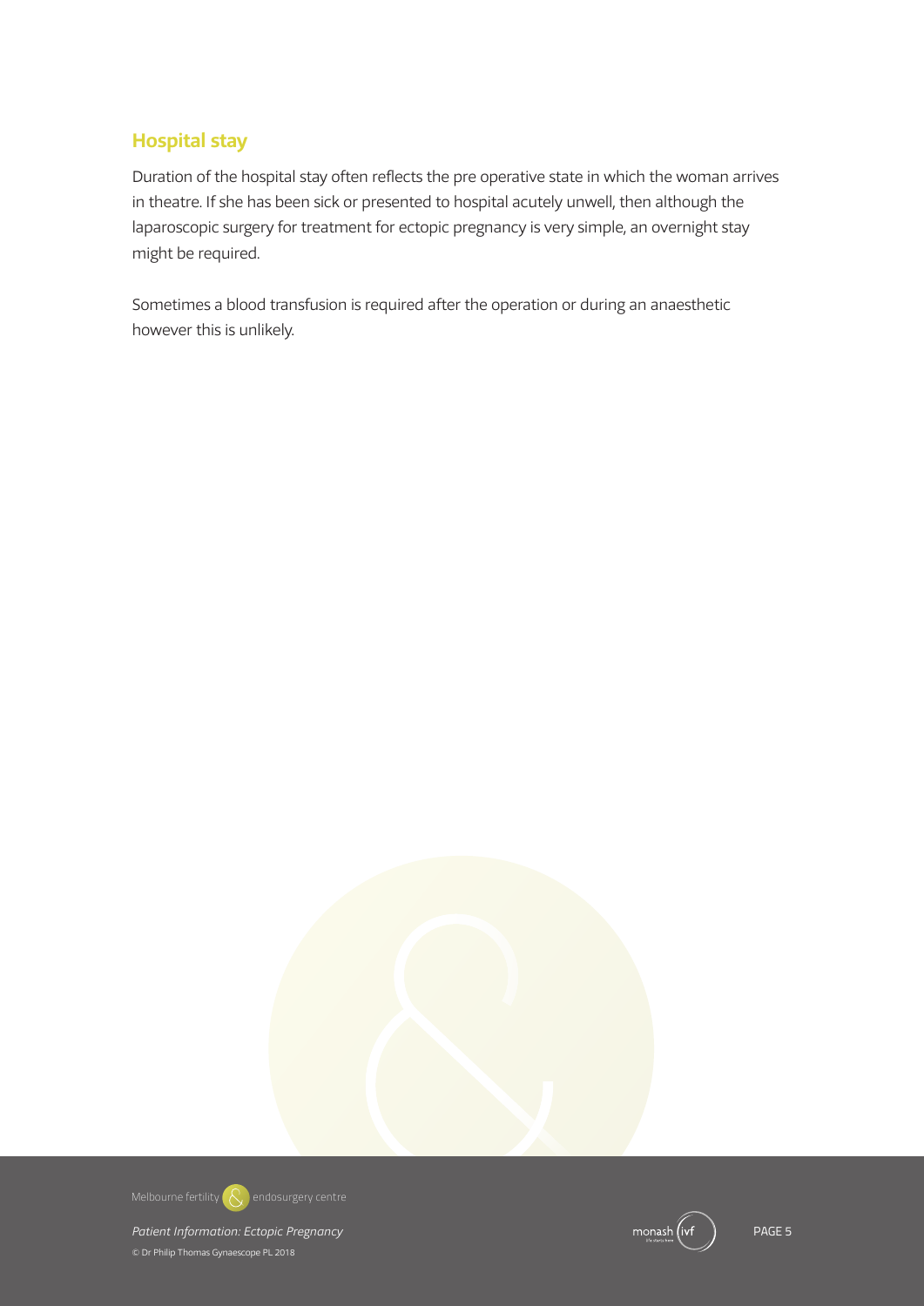## Hospital stay

Duration of the hospital stay often reflects the pre operative state in which the woman arrives in theatre. If she has been sick or presented to hospital acutely unwell, then although the laparoscopic surgery for treatment for ectopic pregnancy is very simple, an overnight stay might be required.

Sometimes a blood transfusion is required after the operation or during an anaesthetic however this is unlikely.